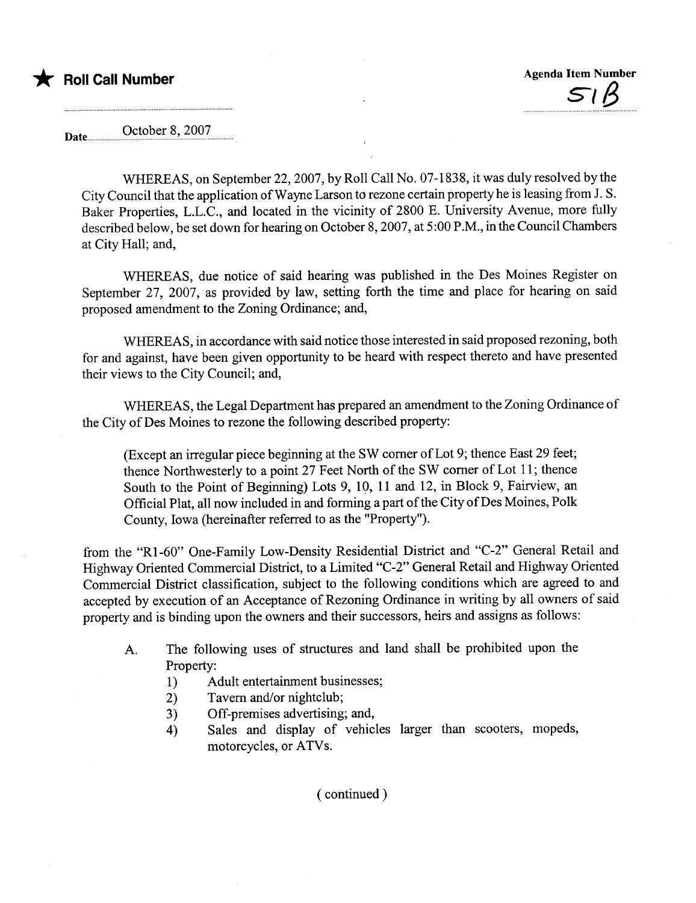★ **Roll Call Number**

**Agenda Item Number**

51B

Date October 8, 2007

WHEREAS, on September 22, 2007, by Roll Call No. 07-1838, it was duly resolved by the City Council that the application of Wayne Larson to rezone certain property he is leasing from J. S. Baker Properties, L.L.C., and located in the vicinity of 2800 E. University Avenue, more fully described below, be set down for hearing on October 8, 2007, at 5:00 P.M., in the Council Chambers at City Hall; and,

WHEREAS, due notice of said hearing was published in the Des Moines Register on September 27, 2007, as provided by law, setting forth the time and place for hearing on said proposed amendment to the Zoning Ordinance; and,

WHEREAS, in accordance with said notice those interested in said proposed rezoning, both for and against, have been given opportunity to be heard with respect thereto and have presented their views to the City Council; and,

WHEREAS, the Legal Department has prepared an amendment to the Zoning Ordinance of the City of Des Moines to rezone the following described property:

> (Except an irregular piece beginning at the SW corner of Lot 9; thence East 29 feet; thence Northwesterly to a point 27 Feet North of the SW corner of Lot 11; thence South to the Point of Beginning) Lots 9, 10, 11 and 12, in Block 9, Fairview, an Official Plat, all now included in and forming a part of the City of Des Moines, Polk County, Iowa (hereinafter referred to as the "Property").

from the "R1-60" One-Family Low-Density Residential District and "C-2" General Retail and Highway Oriented Commercial District, to a Limited "C-2" General Retail and Highway Oriented Commercial District classification, subject to the following conditions which are agreed to and accepted by execution of an Acceptance of Rezoning Ordinance in writing by all owners of said property and is binding upon the owners and their successors, heirs and assigns as follows:

A. The following uses of structures and land shall be prohibited upon the Property:
   1) Adult entertainment businesses;
   2) Tavern and/or nightclub;
   3) Off-premises advertising; and,
   4) Sales and display of vehicles larger than scooters, mopeds, motorcycles, or ATVs.

( continued )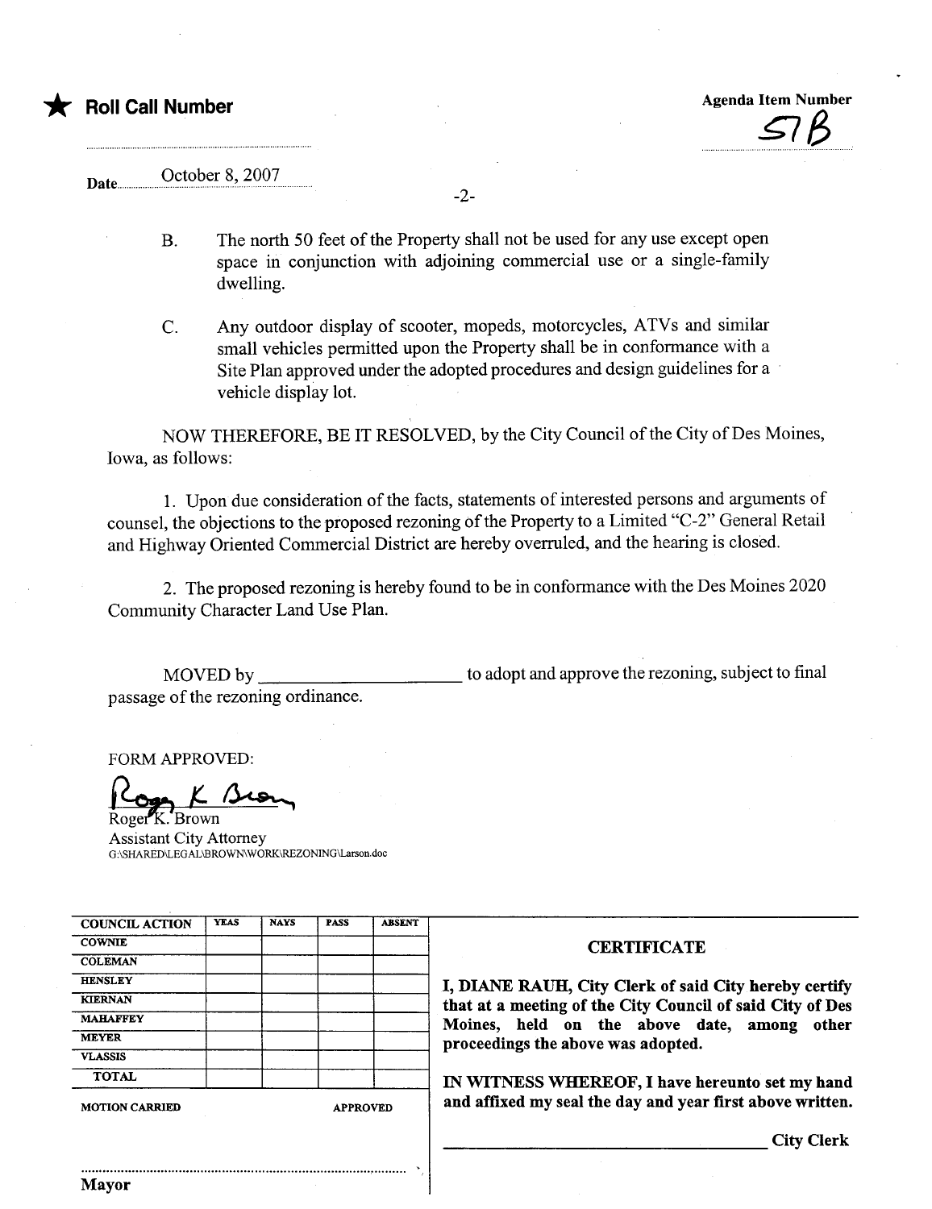★ **Roll Call Number**

**Agenda Item Number**
57B

Date October 8, 2007

B. The north 50 feet of the Property shall not be used for any use except open space in conjunction with adjoining commercial use or a single-family dwelling.

C. Any outdoor display of scooter, mopeds, motorcycles, ATVs and similar small vehicles permitted upon the Property shall be in conformance with a Site Plan approved under the adopted procedures and design guidelines for a vehicle display lot.

NOW THEREFORE, BE IT RESOLVED, by the City Council of the City of Des Moines, Iowa, as follows:

1. Upon due consideration of the facts, statements of interested persons and arguments of counsel, the objections to the proposed rezoning of the Property to a Limited "C-2" General Retail and Highway Oriented Commercial District are hereby overruled, and the hearing is closed.

2. The proposed rezoning is hereby found to be in conformance with the Des Moines 2020 Community Character Land Use Plan.

MOVED by ______________________ to adopt and approve the rezoning, subject to final passage of the rezoning ordinance.

FORM APPROVED:

Roger K. Brown
Assistant City Attorney
G:\SHARED\LEGAL\BROWN\WORK\REZONING\Larson.doc

| COUNCIL ACTION | YEAS | NAYS | PASS | ABSENT |
|---|---|---|---|---|
| COWNIE | | | | |
| COLEMAN | | | | |
| HENSLEY | | | | |
| KIERNAN | | | | |
| MAHAFFEY | | | | |
| MEYER | | | | |
| VLASSIS | | | | |
| TOTAL | | | | |

MOTION CARRIED APPROVED

..........................................................
Mayor

**CERTIFICATE**

**I, DIANE RAUH, City Clerk of said City hereby certify that at a meeting of the City Council of said City of Des Moines, held on the above date, among other proceedings the above was adopted.**

**IN WITNESS WHEREOF, I have hereunto set my hand and affixed my seal the day and year first above written.**

______________________________ **City Clerk**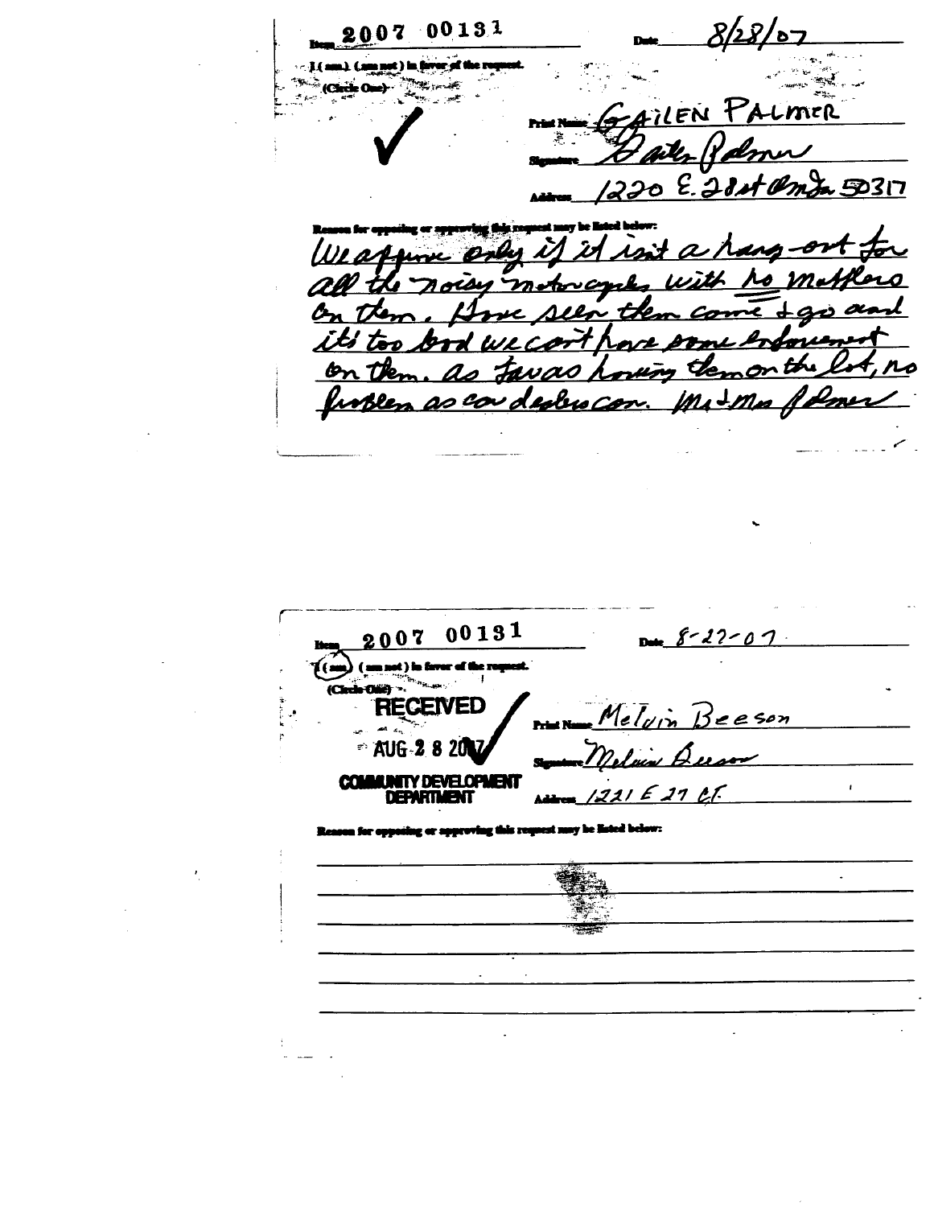Item 2007 00131

Date 8/28/07

I (am) (am not) in favor of the request.
(Circle One)

✓

Print Name GAILEN PALMER

Signature Gailen Palmer

Address 1220 E. 28st Om Ia 50317

Reason for opposing or approving this request may be listed below:

We approve only if it isn't a hang-out for all the noisy motorcycles with no mufflers on them. Have seen them come & go and it's too bad we can't have some enforcement on them. As far as having them on the lot, no problem as car dealers can. Mr & Mrs Palmer

---

Item 2007 00131

Date 8-27-07

I (am) (am not) in favor of the request.
(Circle One)

RECEIVED
AUG 2 8 2007
COMMUNITY DEVELOPMENT DEPARTMENT

✓

Print Name Melvin Beeson

Signature Melvin Beeson

Address 1221 E 27 Ct.

Reason for opposing or approving this request may be listed below: